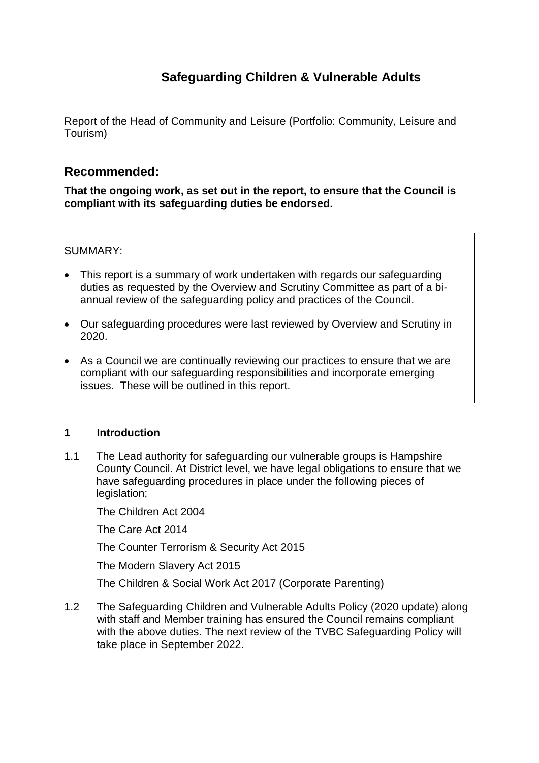# Safeguarding Children & Vulnerable Adults

Report of the Head of Community and Leisure (Portfolio: Community, Leisure and Tourism)

## Recommended:

**That the ongoing work, as set out in the report, to ensure that the Council is compliant with its safeguarding duties be endorsed.**

SUMMARY:

- This report is a summary of work undertaken with regards our safeguarding duties as requested by the Overview and Scrutiny Committee as part of a bi-annual review of the safeguarding policy and practices of the Council.
- Our safeguarding procedures were last reviewed by Overview and Scrutiny in 2020.
- As a Council we are continually reviewing our practices to ensure that we are compliant with our safeguarding responsibilities and incorporate emerging issues. These will be outlined in this report.

### 1 Introduction

1.1 The Lead authority for safeguarding our vulnerable groups is Hampshire County Council. At District level, we have legal obligations to ensure that we have safeguarding procedures in place under the following pieces of legislation;

The Children Act 2004

The Care Act 2014

The Counter Terrorism & Security Act 2015

The Modern Slavery Act 2015

The Children & Social Work Act 2017 (Corporate Parenting)

1.2 The Safeguarding Children and Vulnerable Adults Policy (2020 update) along with staff and Member training has ensured the Council remains compliant with the above duties. The next review of the TVBC Safeguarding Policy will take place in September 2022.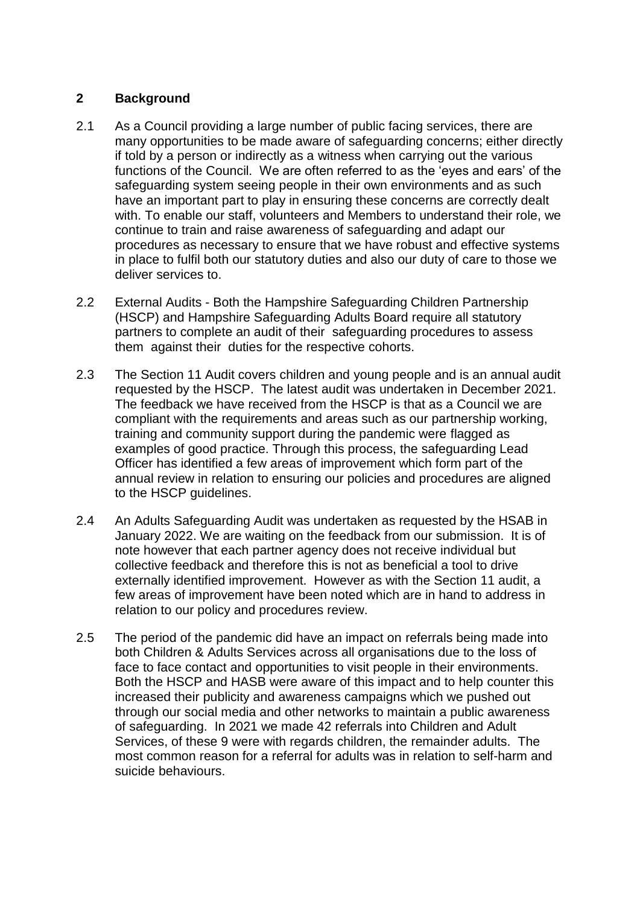## 2 Background

2.1 As a Council providing a large number of public facing services, there are many opportunities to be made aware of safeguarding concerns; either directly if told by a person or indirectly as a witness when carrying out the various functions of the Council. We are often referred to as the 'eyes and ears' of the safeguarding system seeing people in their own environments and as such have an important part to play in ensuring these concerns are correctly dealt with. To enable our staff, volunteers and Members to understand their role, we continue to train and raise awareness of safeguarding and adapt our procedures as necessary to ensure that we have robust and effective systems in place to fulfil both our statutory duties and also our duty of care to those we deliver services to.

2.2 External Audits - Both the Hampshire Safeguarding Children Partnership (HSCP) and Hampshire Safeguarding Adults Board require all statutory partners to complete an audit of their safeguarding procedures to assess them against their duties for the respective cohorts.

2.3 The Section 11 Audit covers children and young people and is an annual audit requested by the HSCP. The latest audit was undertaken in December 2021. The feedback we have received from the HSCP is that as a Council we are compliant with the requirements and areas such as our partnership working, training and community support during the pandemic were flagged as examples of good practice. Through this process, the safeguarding Lead Officer has identified a few areas of improvement which form part of the annual review in relation to ensuring our policies and procedures are aligned to the HSCP guidelines.

2.4 An Adults Safeguarding Audit was undertaken as requested by the HSAB in January 2022. We are waiting on the feedback from our submission. It is of note however that each partner agency does not receive individual but collective feedback and therefore this is not as beneficial a tool to drive externally identified improvement. However as with the Section 11 audit, a few areas of improvement have been noted which are in hand to address in relation to our policy and procedures review.

2.5 The period of the pandemic did have an impact on referrals being made into both Children & Adults Services across all organisations due to the loss of face to face contact and opportunities to visit people in their environments. Both the HSCP and HASB were aware of this impact and to help counter this increased their publicity and awareness campaigns which we pushed out through our social media and other networks to maintain a public awareness of safeguarding. In 2021 we made 42 referrals into Children and Adult Services, of these 9 were with regards children, the remainder adults. The most common reason for a referral for adults was in relation to self-harm and suicide behaviours.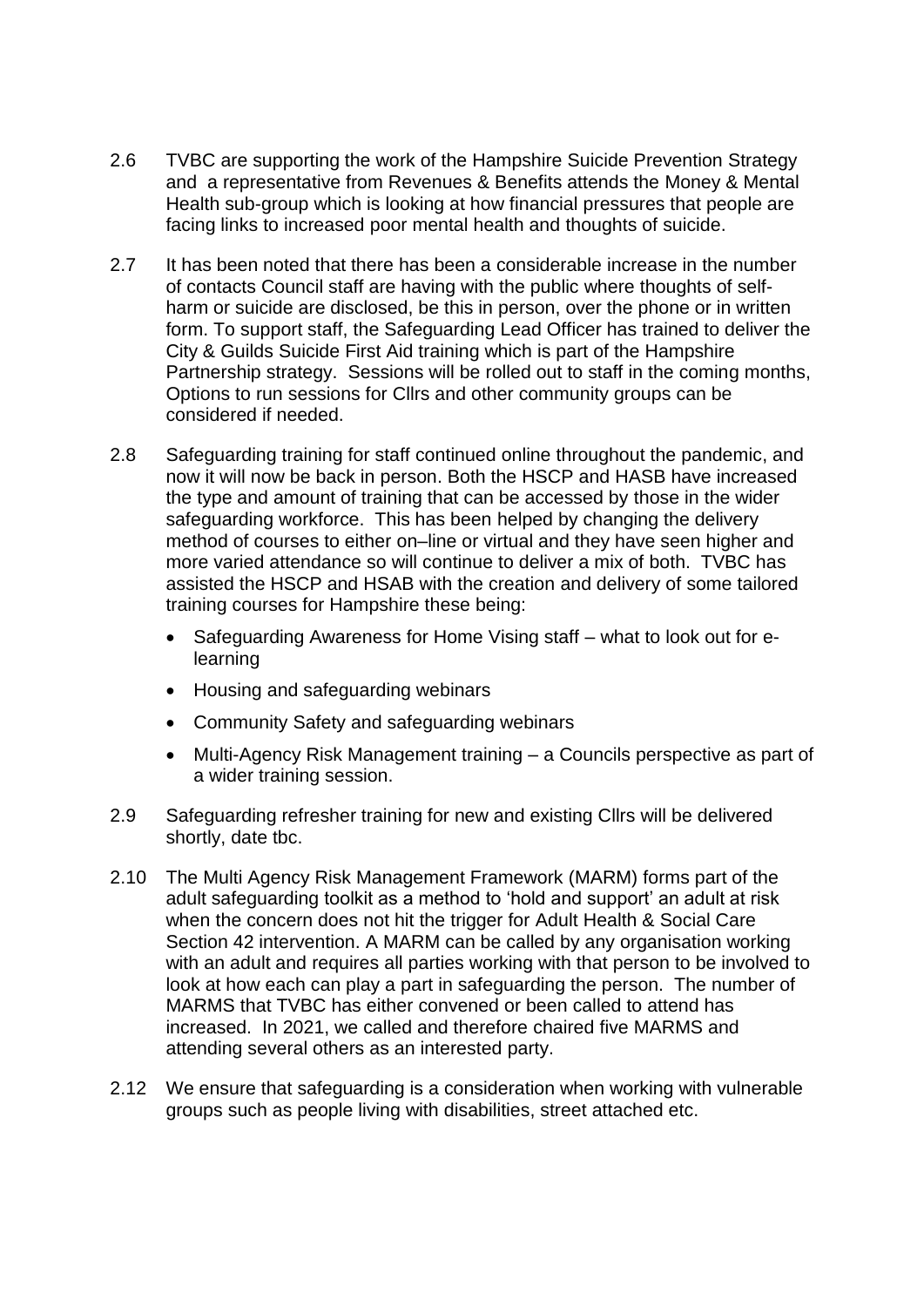2.6 TVBC are supporting the work of the Hampshire Suicide Prevention Strategy and a representative from Revenues & Benefits attends the Money & Mental Health sub-group which is looking at how financial pressures that people are facing links to increased poor mental health and thoughts of suicide.

2.7 It has been noted that there has been a considerable increase in the number of contacts Council staff are having with the public where thoughts of self-harm or suicide are disclosed, be this in person, over the phone or in written form. To support staff, the Safeguarding Lead Officer has trained to deliver the City & Guilds Suicide First Aid training which is part of the Hampshire Partnership strategy. Sessions will be rolled out to staff in the coming months, Options to run sessions for Cllrs and other community groups can be considered if needed.

2.8 Safeguarding training for staff continued online throughout the pandemic, and now it will now be back in person. Both the HSCP and HASB have increased the type and amount of training that can be accessed by those in the wider safeguarding workforce. This has been helped by changing the delivery method of courses to either on–line or virtual and they have seen higher and more varied attendance so will continue to deliver a mix of both. TVBC has assisted the HSCP and HSAB with the creation and delivery of some tailored training courses for Hampshire these being:

- Safeguarding Awareness for Home Vising staff – what to look out for e-learning
- Housing and safeguarding webinars
- Community Safety and safeguarding webinars
- Multi-Agency Risk Management training – a Councils perspective as part of a wider training session.

2.9 Safeguarding refresher training for new and existing Cllrs will be delivered shortly, date tbc.

2.10 The Multi Agency Risk Management Framework (MARM) forms part of the adult safeguarding toolkit as a method to 'hold and support' an adult at risk when the concern does not hit the trigger for Adult Health & Social Care Section 42 intervention. A MARM can be called by any organisation working with an adult and requires all parties working with that person to be involved to look at how each can play a part in safeguarding the person. The number of MARMS that TVBC has either convened or been called to attend has increased. In 2021, we called and therefore chaired five MARMS and attending several others as an interested party.

2.12 We ensure that safeguarding is a consideration when working with vulnerable groups such as people living with disabilities, street attached etc.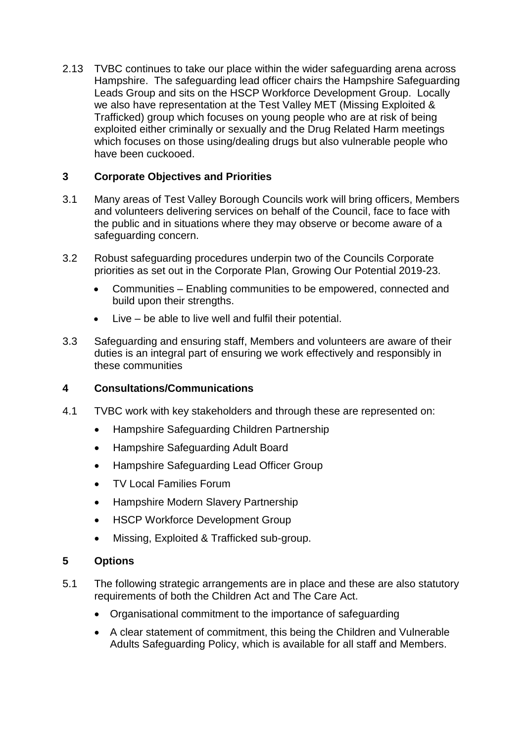2.13 TVBC continues to take our place within the wider safeguarding arena across Hampshire. The safeguarding lead officer chairs the Hampshire Safeguarding Leads Group and sits on the HSCP Workforce Development Group. Locally we also have representation at the Test Valley MET (Missing Exploited & Trafficked) group which focuses on young people who are at risk of being exploited either criminally or sexually and the Drug Related Harm meetings which focuses on those using/dealing drugs but also vulnerable people who have been cuckooed.

## 3 Corporate Objectives and Priorities

3.1 Many areas of Test Valley Borough Councils work will bring officers, Members and volunteers delivering services on behalf of the Council, face to face with the public and in situations where they may observe or become aware of a safeguarding concern.

3.2 Robust safeguarding procedures underpin two of the Councils Corporate priorities as set out in the Corporate Plan, Growing Our Potential 2019-23.

- Communities – Enabling communities to be empowered, connected and build upon their strengths.
- Live – be able to live well and fulfil their potential.

3.3 Safeguarding and ensuring staff, Members and volunteers are aware of their duties is an integral part of ensuring we work effectively and responsibly in these communities

## 4 Consultations/Communications

4.1 TVBC work with key stakeholders and through these are represented on:

- Hampshire Safeguarding Children Partnership
- Hampshire Safeguarding Adult Board
- Hampshire Safeguarding Lead Officer Group
- TV Local Families Forum
- Hampshire Modern Slavery Partnership
- HSCP Workforce Development Group
- Missing, Exploited & Trafficked sub-group.

## 5 Options

5.1 The following strategic arrangements are in place and these are also statutory requirements of both the Children Act and The Care Act.

- Organisational commitment to the importance of safeguarding
- A clear statement of commitment, this being the Children and Vulnerable Adults Safeguarding Policy, which is available for all staff and Members.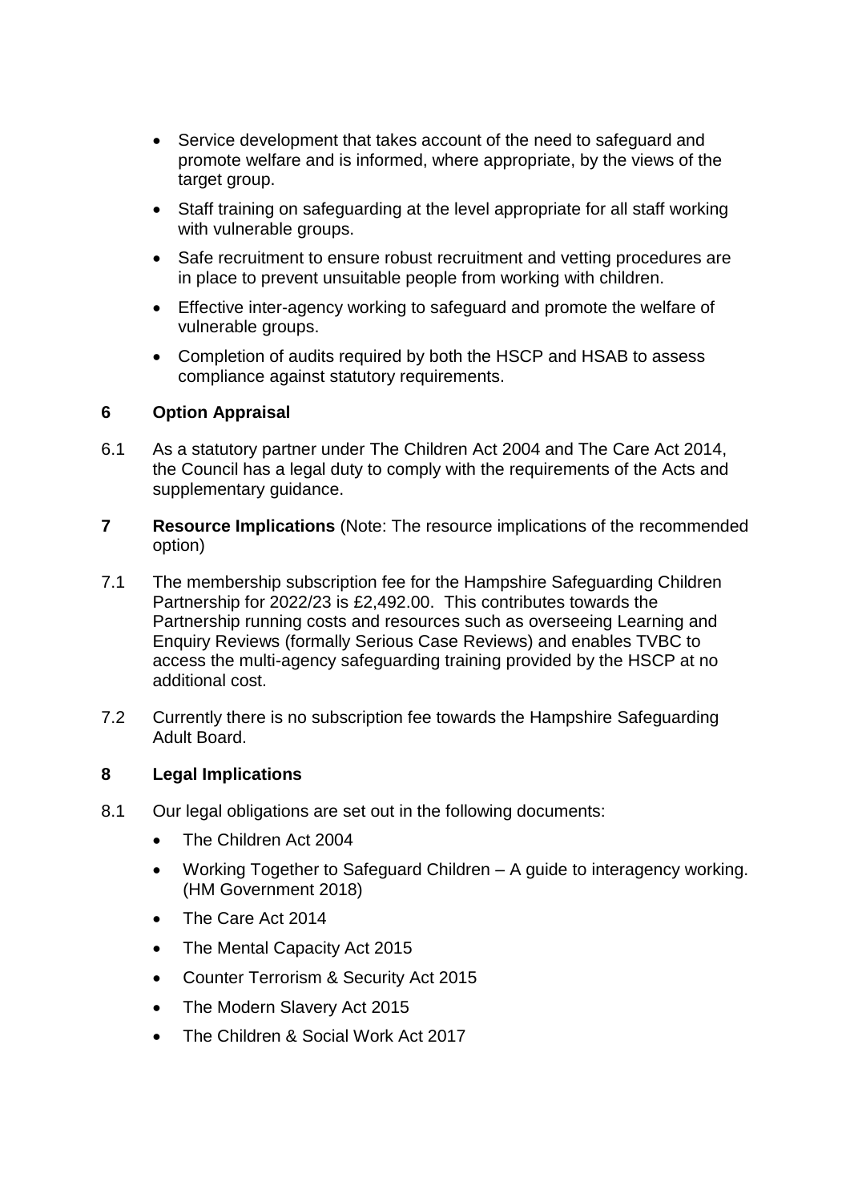- Service development that takes account of the need to safeguard and promote welfare and is informed, where appropriate, by the views of the target group.
- Staff training on safeguarding at the level appropriate for all staff working with vulnerable groups.
- Safe recruitment to ensure robust recruitment and vetting procedures are in place to prevent unsuitable people from working with children.
- Effective inter-agency working to safeguard and promote the welfare of vulnerable groups.
- Completion of audits required by both the HSCP and HSAB to assess compliance against statutory requirements.

## 6 Option Appraisal

6.1 As a statutory partner under The Children Act 2004 and The Care Act 2014, the Council has a legal duty to comply with the requirements of the Acts and supplementary guidance.

## 7 Resource Implications (Note: The resource implications of the recommended option)

7.1 The membership subscription fee for the Hampshire Safeguarding Children Partnership for 2022/23 is £2,492.00. This contributes towards the Partnership running costs and resources such as overseeing Learning and Enquiry Reviews (formally Serious Case Reviews) and enables TVBC to access the multi-agency safeguarding training provided by the HSCP at no additional cost.

7.2 Currently there is no subscription fee towards the Hampshire Safeguarding Adult Board.

## 8 Legal Implications

8.1 Our legal obligations are set out in the following documents:

- The Children Act 2004
- Working Together to Safeguard Children – A guide to interagency working. (HM Government 2018)
- The Care Act 2014
- The Mental Capacity Act 2015
- Counter Terrorism & Security Act 2015
- The Modern Slavery Act 2015
- The Children & Social Work Act 2017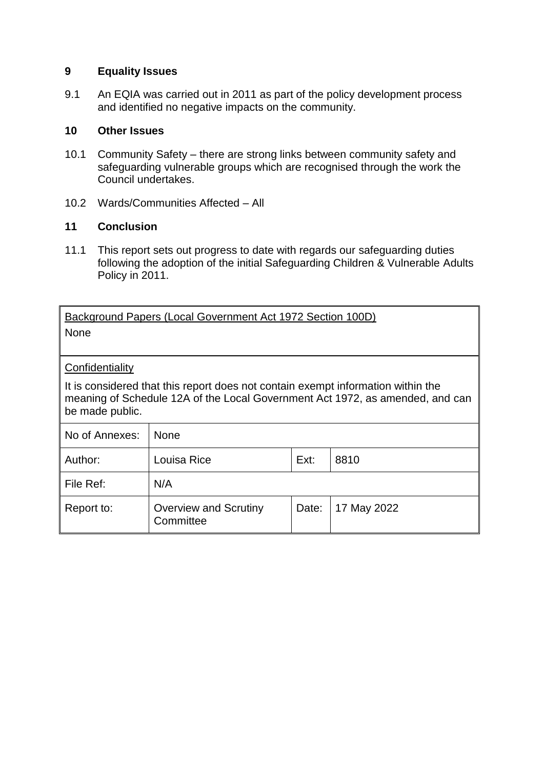## 9 Equality Issues

9.1 An EQIA was carried out in 2011 as part of the policy development process and identified no negative impacts on the community.

## 10 Other Issues

10.1 Community Safety – there are strong links between community safety and safeguarding vulnerable groups which are recognised through the work the Council undertakes.

10.2 Wards/Communities Affected – All

## 11 Conclusion

11.1 This report sets out progress to date with regards our safeguarding duties following the adoption of the initial Safeguarding Children & Vulnerable Adults Policy in 2011.

Background Papers (Local Government Act 1972 Section 100D)

None

Confidentiality

It is considered that this report does not contain exempt information within the meaning of Schedule 12A of the Local Government Act 1972, as amended, and can be made public.

| | | | |
|---|---|---|---|
| No of Annexes: | None | | |
| Author: | Louisa Rice | Ext: | 8810 |
| File Ref: | N/A | | |
| Report to: | Overview and Scrutiny Committee | Date: | 17 May 2022 |